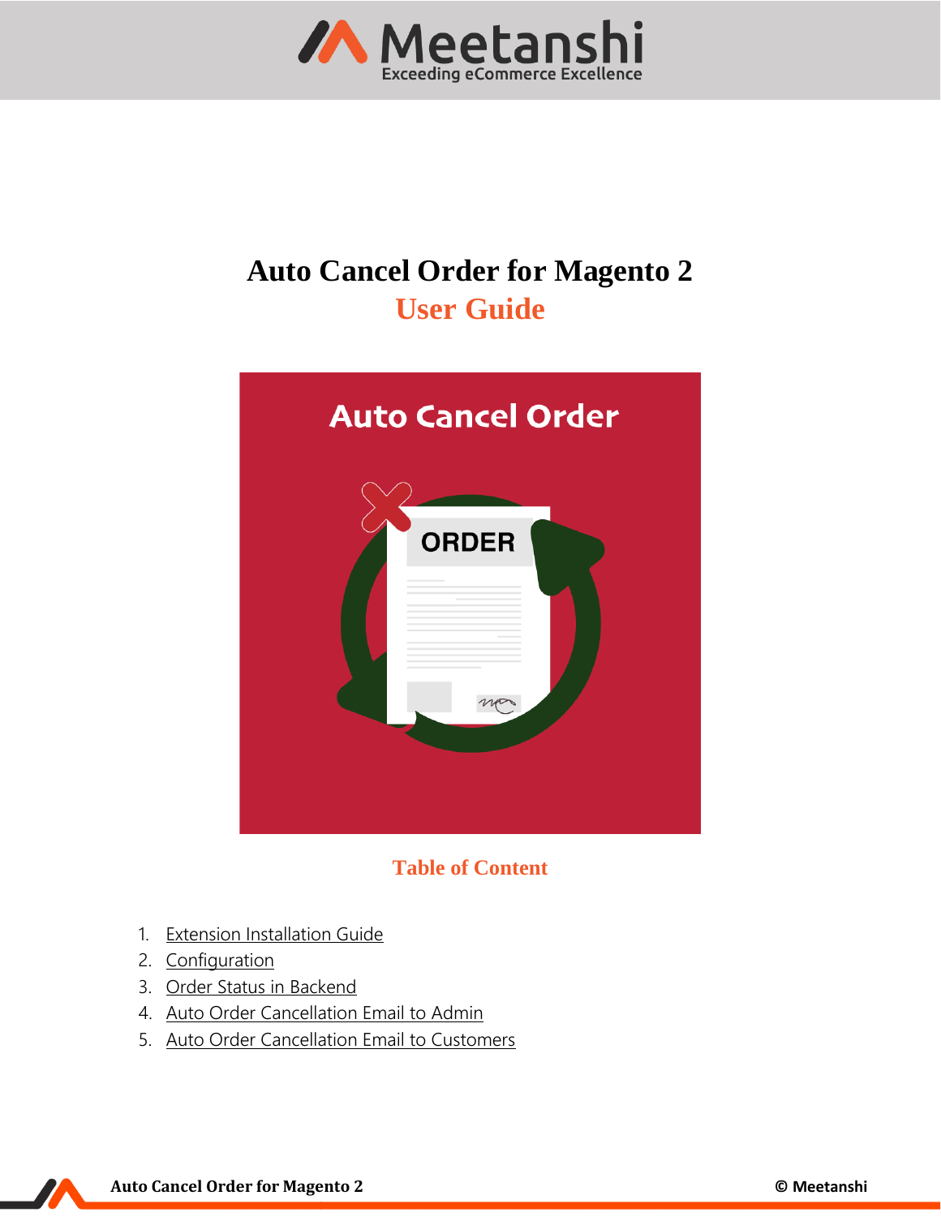# Auto Cancel Order for Magento 2

## User Guide

### Table of Content

1. Extension Installation Guide
2. Configuration
3. Order Status in Backend
4. Auto Order Cancellation Email to Admin
5. Auto Order Cancellation Email to Customers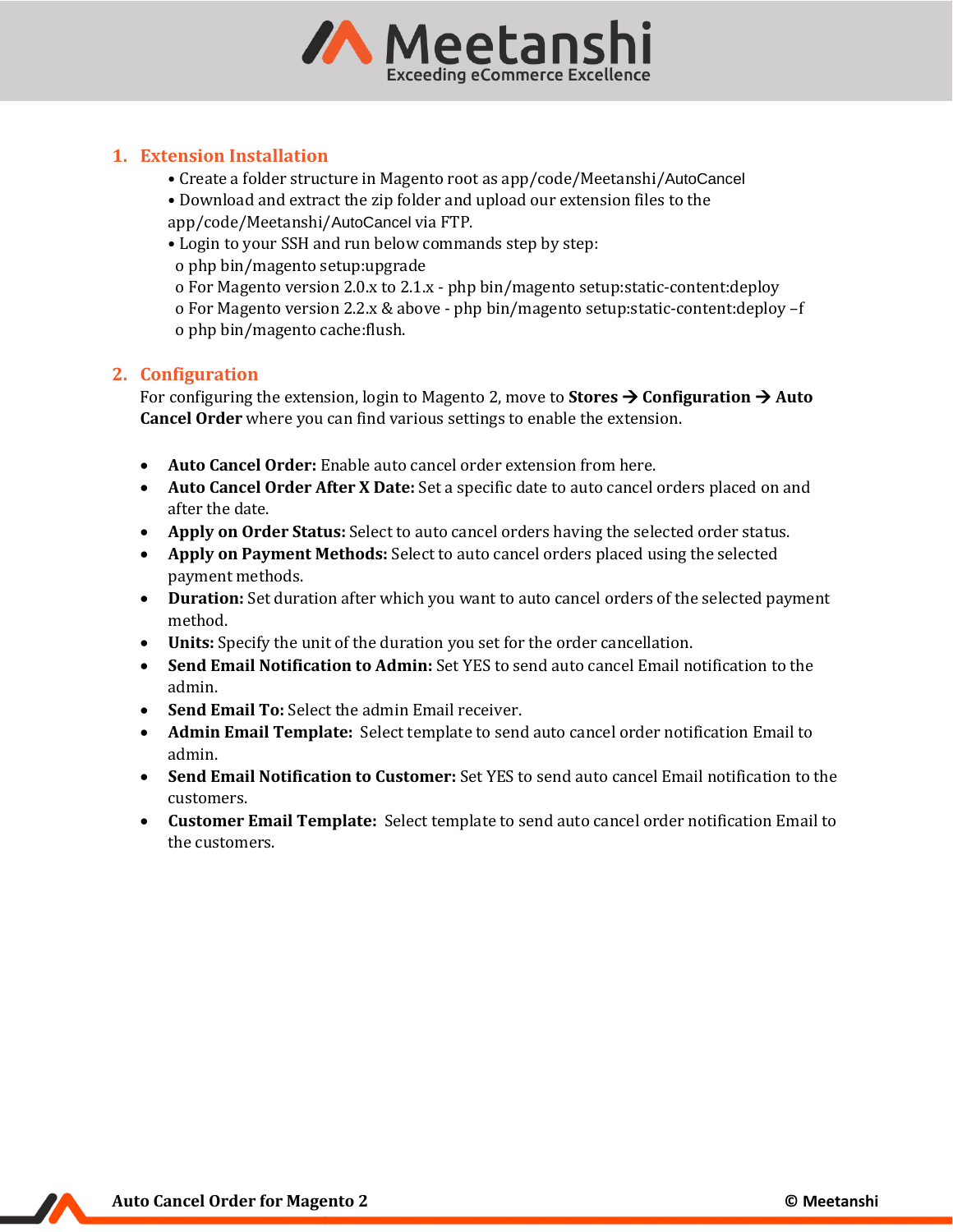## 1. Extension Installation

- Create a folder structure in Magento root as app/code/Meetanshi/AutoCancel
- Download and extract the zip folder and upload our extension files to the app/code/Meetanshi/AutoCancel via FTP.
- Login to your SSH and run below commands step by step:
  - php bin/magento setup:upgrade
  - For Magento version 2.0.x to 2.1.x - php bin/magento setup:static-content:deploy
  - For Magento version 2.2.x & above - php bin/magento setup:static-content:deploy –f
  - php bin/magento cache:flush.

## 2. Configuration

For configuring the extension, login to Magento 2, move to **Stores → Configuration → Auto Cancel Order** where you can find various settings to enable the extension.

- **Auto Cancel Order:** Enable auto cancel order extension from here.
- **Auto Cancel Order After X Date:** Set a specific date to auto cancel orders placed on and after the date.
- **Apply on Order Status:** Select to auto cancel orders having the selected order status.
- **Apply on Payment Methods:** Select to auto cancel orders placed using the selected payment methods.
- **Duration:** Set duration after which you want to auto cancel orders of the selected payment method.
- **Units:** Specify the unit of the duration you set for the order cancellation.
- **Send Email Notification to Admin:** Set YES to send auto cancel Email notification to the admin.
- **Send Email To:** Select the admin Email receiver.
- **Admin Email Template:** Select template to send auto cancel order notification Email to admin.
- **Send Email Notification to Customer:** Set YES to send auto cancel Email notification to the customers.
- **Customer Email Template:** Select template to send auto cancel order notification Email to the customers.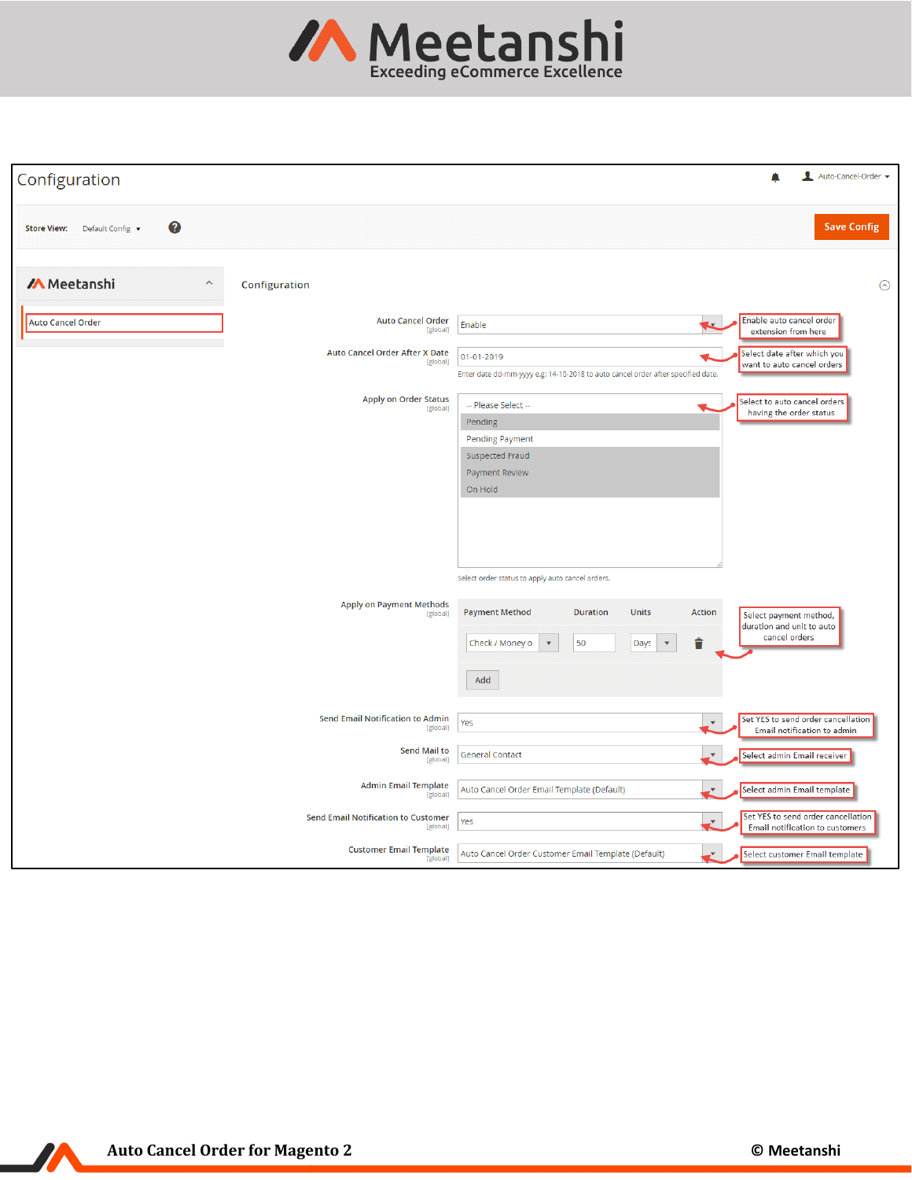Configuration

Auto-Cancel-Order

Store View: Default Config

Save Config

Meetanshi

Auto Cancel Order

Configuration

Auto Cancel Order [global] — Enable — Enable auto cancel order extension from here

Auto Cancel Order After X Date [global] — 01-01-2019 — Select date after which you want to auto cancel orders

Enter date dd-mm-yyyy e.g: 14-10-2018 to auto cancel order after specified date.

Apply on Order Status [global] — Select to auto cancel orders having the order status

- -- Please Select --
- Pending
- Pending Payment
- Suspected Fraud
- Payment Review
- On Hold

Select order status to apply auto cancel orders.

Apply on Payment Methods [global] — Select payment method, duration and unit to auto cancel orders

| Payment Method | Duration | Units | Action |
|---|---|---|---|
| Check / Money o | 50 | Days | |

Add

Send Email Notification to Admin [global] — Yes — Set YES to send order cancellation Email notification to admin

Send Mail to [global] — General Contact — Select admin Email receiver

Admin Email Template [global] — Auto Cancel Order Email Template (Default) — Select admin Email template

Send Email Notification to Customer [global] — Yes — Set YES to send order cancellation Email notification to customers

Customer Email Template [global] — Auto Cancel Order Customer Email Template (Default) — Select customer Email template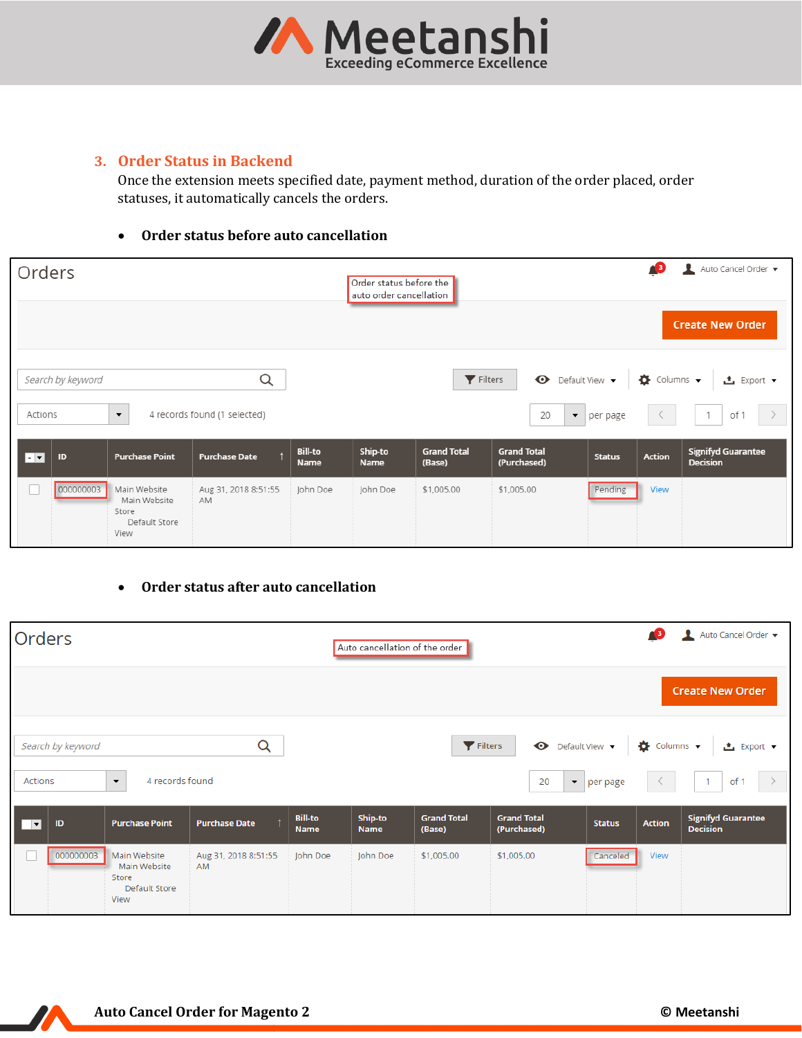### 3. Order Status in Backend

Once the extension meets specified date, payment method, duration of the order placed, order statuses, it automatically cancels the orders.

- **Order status before auto cancellation**

Orders

Order status before the auto order cancellation

Auto Cancel Order

Create New Order

Search by keyword | Filters | Default View | Columns | Export

Actions | 4 records found (1 selected) | 20 per page | 1 of 1

| | ID | Purchase Point | Purchase Date | Bill-to Name | Ship-to Name | Grand Total (Base) | Grand Total (Purchased) | Status | Action | Signifyd Guarantee Decision |
|---|---|---|---|---|---|---|---|---|---|---|
| | 000000003 | Main Website Main Website Store Default Store View | Aug 31, 2018 8:51:55 AM | John Doe | John Doe | $1,005.00 | $1,005.00 | Pending | View | |

- **Order status after auto cancellation**

Orders

Auto cancellation of the order

Auto Cancel Order

Create New Order

Search by keyword | Filters | Default View | Columns | Export

Actions | 4 records found | 20 per page | 1 of 1

| | ID | Purchase Point | Purchase Date | Bill-to Name | Ship-to Name | Grand Total (Base) | Grand Total (Purchased) | Status | Action | Signifyd Guarantee Decision |
|---|---|---|---|---|---|---|---|---|---|---|
| | 000000003 | Main Website Main Website Store Default Store View | Aug 31, 2018 8:51:55 AM | John Doe | John Doe | $1,005.00 | $1,005.00 | Canceled | View | |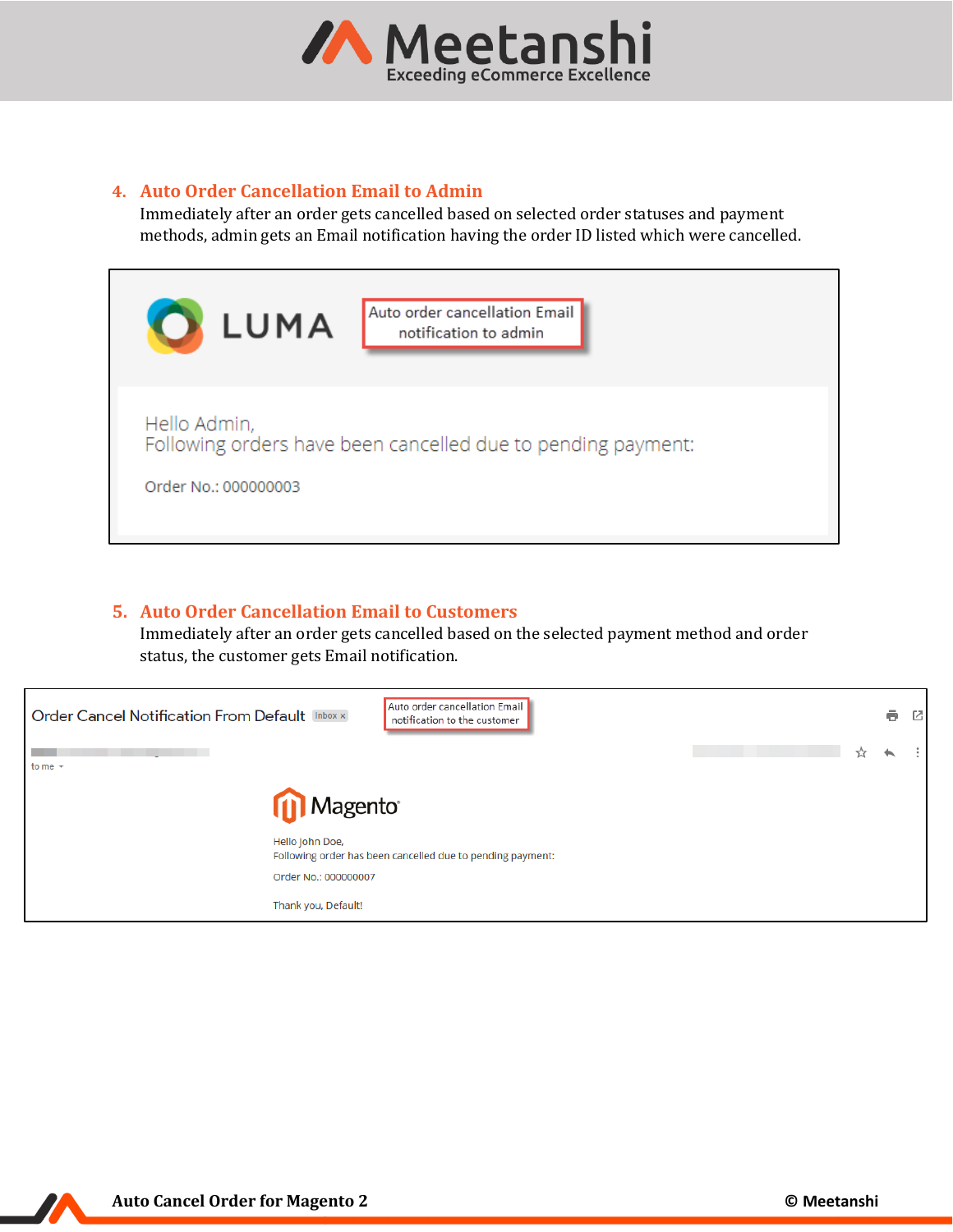## 4. Auto Order Cancellation Email to Admin

Immediately after an order gets cancelled based on selected order statuses and payment methods, admin gets an Email notification having the order ID listed which were cancelled.

LUMA

Auto order cancellation Email notification to admin

Hello Admin,
Following orders have been cancelled due to pending payment:

Order No.: 000000003

## 5. Auto Order Cancellation Email to Customers

Immediately after an order gets cancelled based on the selected payment method and order status, the customer gets Email notification.

Order Cancel Notification From Default Inbox

Auto order cancellation Email notification to the customer

to me

Magento

Hello John Doe,
Following order has been cancelled due to pending payment:

Order No.: 000000007

Thank you, Default!